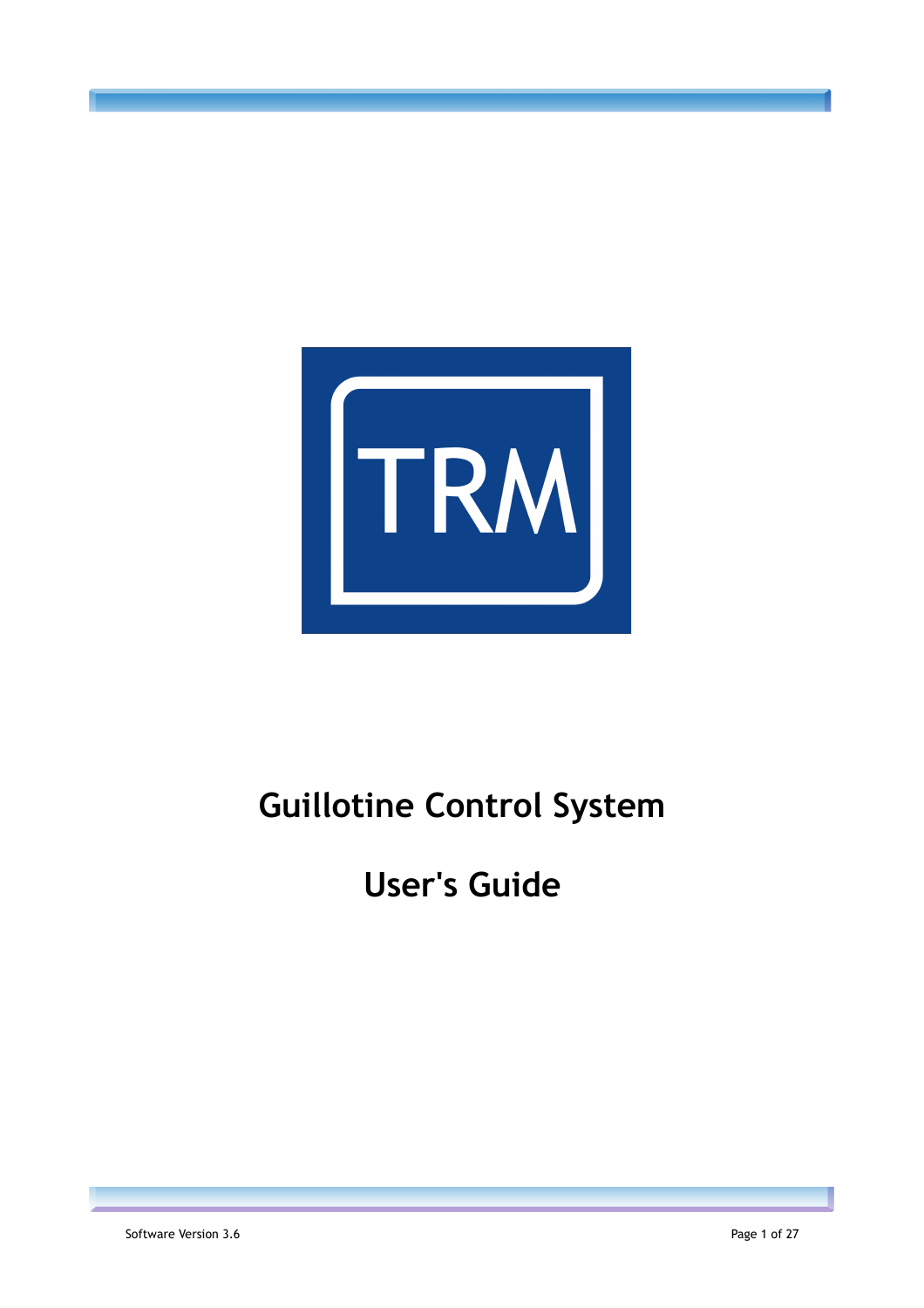TRM

# Guillotine Control System

# User's Guide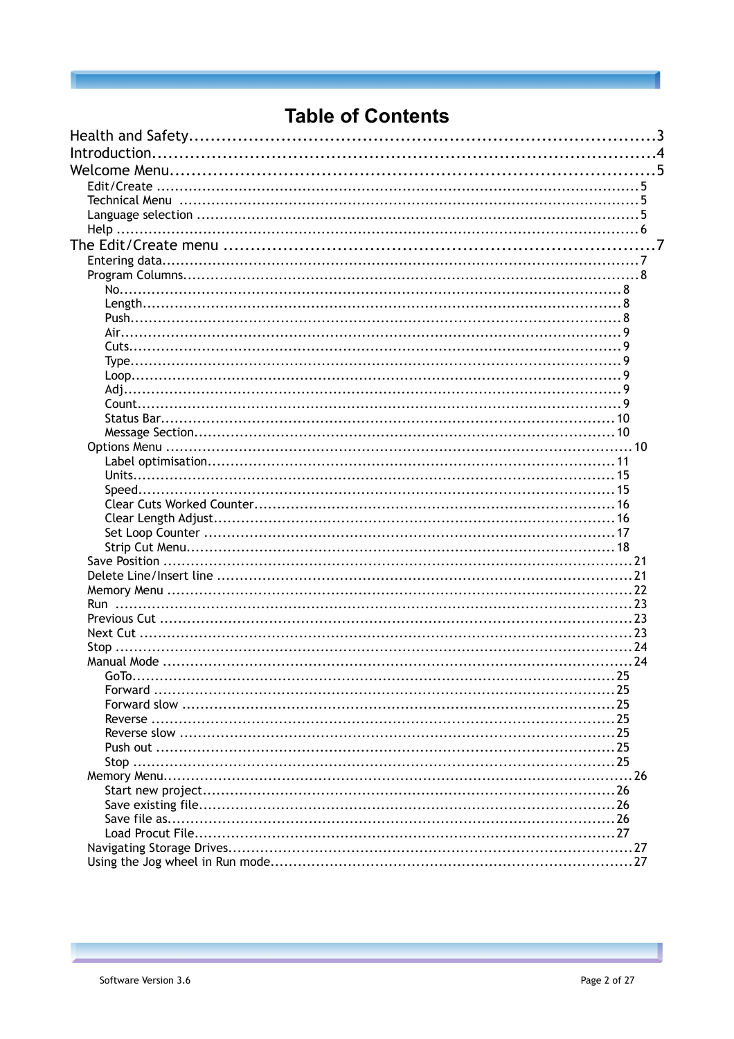# Table of Contents

- Health and Safety ... 3
- Introduction ... 4
- Welcome Menu ... 5
  - Edit/Create ... 5
  - Technical Menu ... 5
  - Language selection ... 5
  - Help ... 6
- The Edit/Create menu ... 7
  - Entering data ... 7
  - Program Columns ... 8
    - No ... 8
    - Length ... 8
    - Push ... 8
    - Air ... 9
    - Cuts ... 9
    - Type ... 9
    - Loop ... 9
    - Adj ... 9
    - Count ... 9
    - Status Bar ... 10
    - Message Section ... 10
  - Options Menu ... 10
    - Label optimisation ... 11
    - Units ... 15
    - Speed ... 15
    - Clear Cuts Worked Counter ... 16
    - Clear Length Adjust ... 16
    - Set Loop Counter ... 17
    - Strip Cut Menu ... 18
  - Save Position ... 21
  - Delete Line/Insert line ... 21
  - Memory Menu ... 22
  - Run ... 23
  - Previous Cut ... 23
  - Next Cut ... 23
  - Stop ... 24
  - Manual Mode ... 24
    - GoTo ... 25
    - Forward ... 25
    - Forward slow ... 25
    - Reverse ... 25
    - Reverse slow ... 25
    - Push out ... 25
    - Stop ... 25
  - Memory Menu ... 26
    - Start new project ... 26
    - Save existing file ... 26
    - Save file as ... 26
    - Load Procut File ... 27
  - Navigating Storage Drives ... 27
  - Using the Jog wheel in Run mode ... 27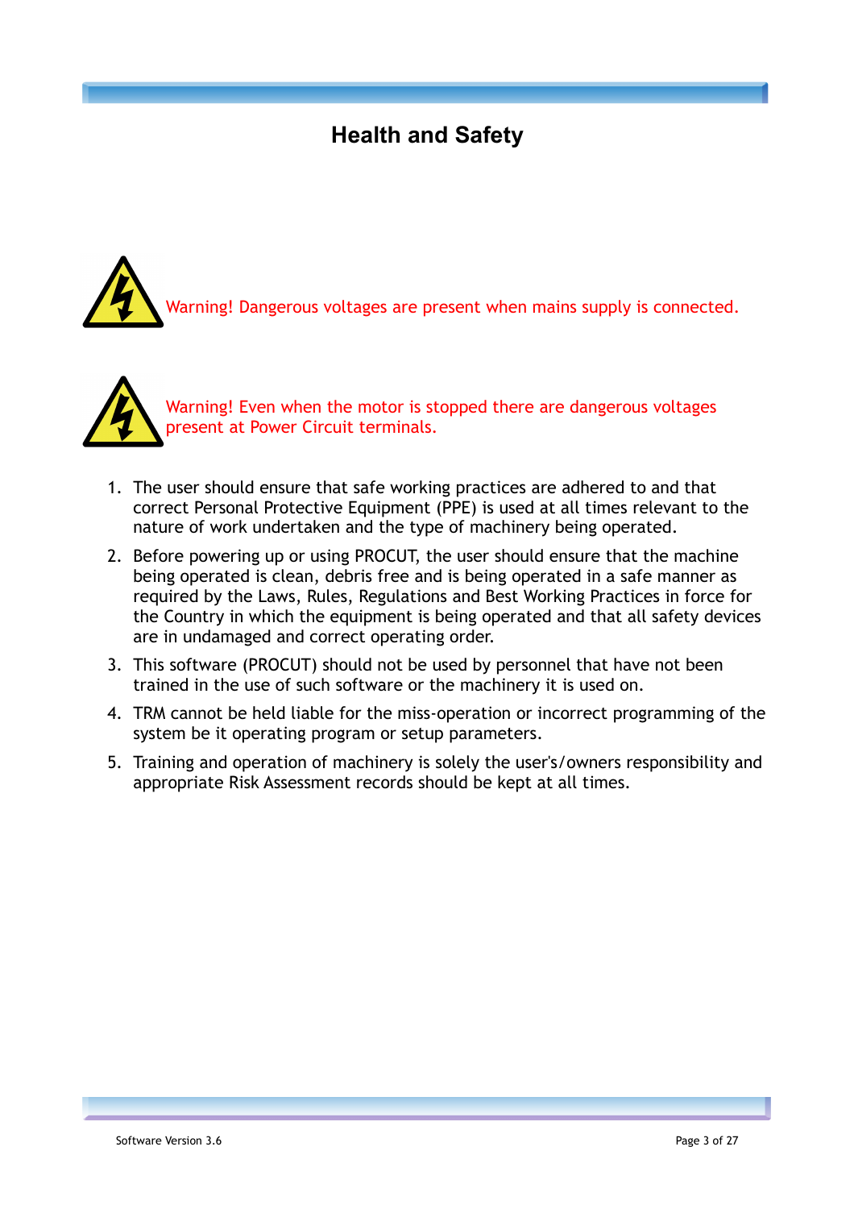# Health and Safety

Warning! Dangerous voltages are present when mains supply is connected.

Warning! Even when the motor is stopped there are dangerous voltages present at Power Circuit terminals.

1. The user should ensure that safe working practices are adhered to and that correct Personal Protective Equipment (PPE) is used at all times relevant to the nature of work undertaken and the type of machinery being operated.
2. Before powering up or using PROCUT, the user should ensure that the machine being operated is clean, debris free and is being operated in a safe manner as required by the Laws, Rules, Regulations and Best Working Practices in force for the Country in which the equipment is being operated and that all safety devices are in undamaged and correct operating order.
3. This software (PROCUT) should not be used by personnel that have not been trained in the use of such software or the machinery it is used on.
4. TRM cannot be held liable for the miss-operation or incorrect programming of the system be it operating program or setup parameters.
5. Training and operation of machinery is solely the user's/owners responsibility and appropriate Risk Assessment records should be kept at all times.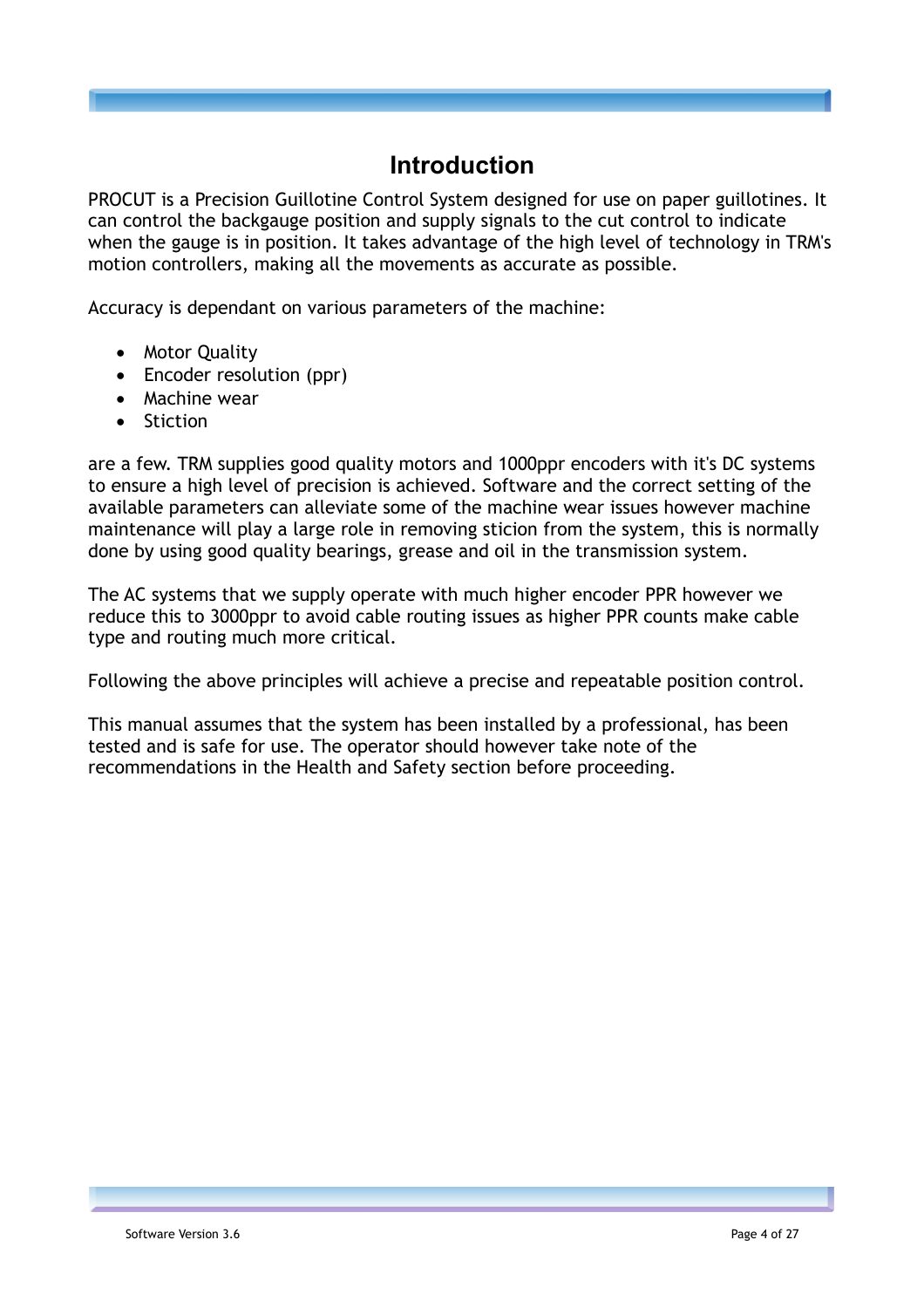# Introduction

PROCUT is a Precision Guillotine Control System designed for use on paper guillotines. It can control the backgauge position and supply signals to the cut control to indicate when the gauge is in position. It takes advantage of the high level of technology in TRM's motion controllers, making all the movements as accurate as possible.

Accuracy is dependant on various parameters of the machine:

- Motor Quality
- Encoder resolution (ppr)
- Machine wear
- Stiction

are a few. TRM supplies good quality motors and 1000ppr encoders with it's DC systems to ensure a high level of precision is achieved. Software and the correct setting of the available parameters can alleviate some of the machine wear issues however machine maintenance will play a large role in removing sticion from the system, this is normally done by using good quality bearings, grease and oil in the transmission system.

The AC systems that we supply operate with much higher encoder PPR however we reduce this to 3000ppr to avoid cable routing issues as higher PPR counts make cable type and routing much more critical.

Following the above principles will achieve a precise and repeatable position control.

This manual assumes that the system has been installed by a professional, has been tested and is safe for use. The operator should however take note of the recommendations in the Health and Safety section before proceeding.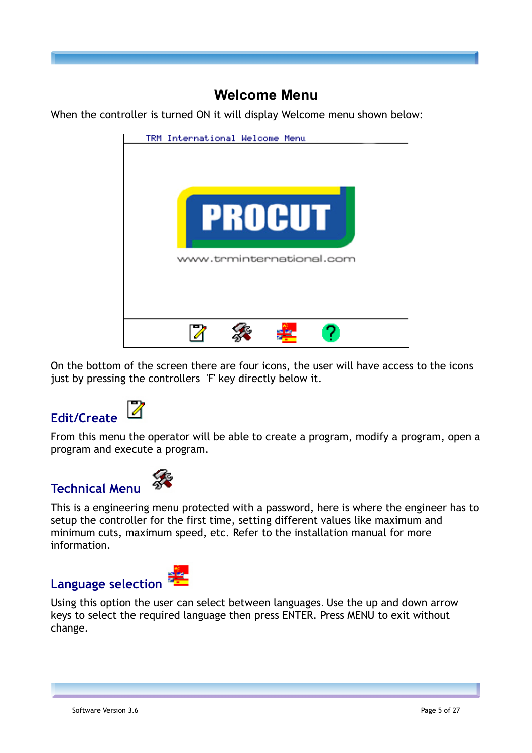# Welcome Menu

When the controller is turned ON it will display Welcome menu shown below:

On the bottom of the screen there are four icons, the user will have access to the icons just by pressing the controllers 'F' key directly below it.

## Edit/Create

From this menu the operator will be able to create a program, modify a program, open a program and execute a program.

## Technical Menu

This is a engineering menu protected with a password, here is where the engineer has to setup the controller for the first time, setting different values like maximum and minimum cuts, maximum speed, etc. Refer to the installation manual for more information.

## Language selection

Using this option the user can select between languages. Use the up and down arrow keys to select the required language then press ENTER. Press MENU to exit without change.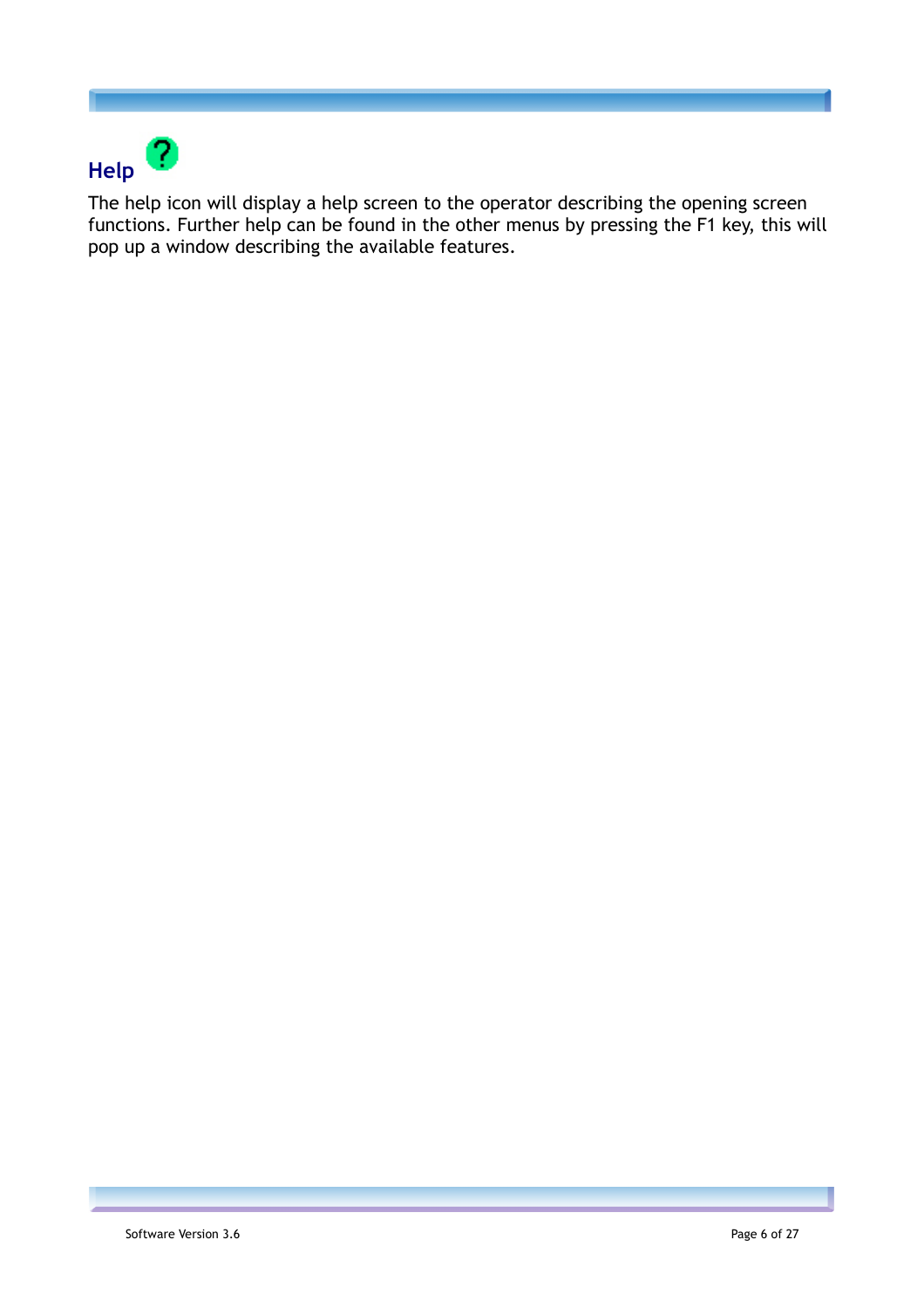## Help

The help icon will display a help screen to the operator describing the opening screen functions. Further help can be found in the other menus by pressing the F1 key, this will pop up a window describing the available features.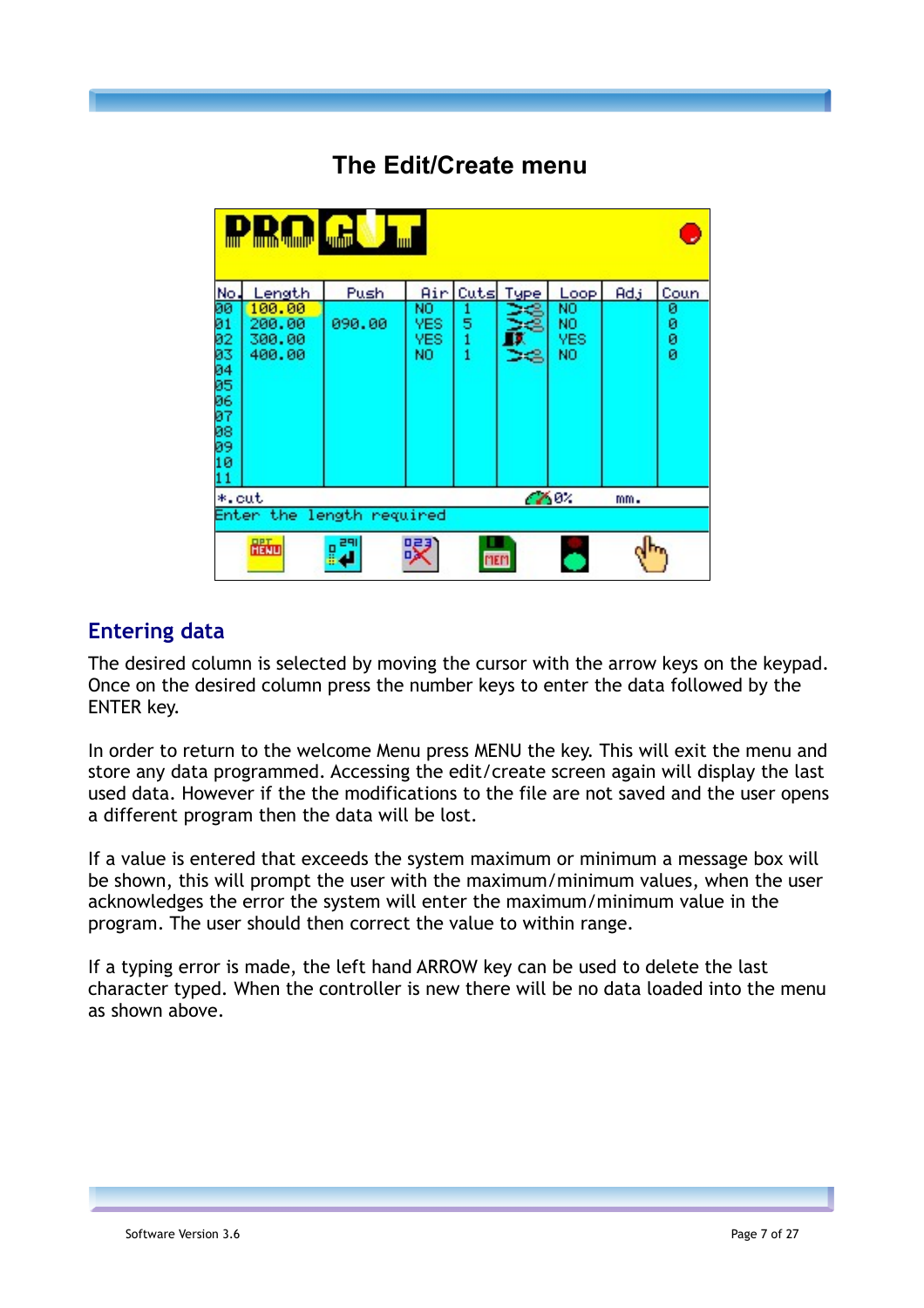# The Edit/Create menu

## Entering data

The desired column is selected by moving the cursor with the arrow keys on the keypad. Once on the desired column press the number keys to enter the data followed by the ENTER key.

In order to return to the welcome Menu press MENU the key. This will exit the menu and store any data programmed. Accessing the edit/create screen again will display the last used data. However if the the modifications to the file are not saved and the user opens a different program then the data will be lost.

If a value is entered that exceeds the system maximum or minimum a message box will be shown, this will prompt the user with the maximum/minimum values, when the user acknowledges the error the system will enter the maximum/minimum value in the program. The user should then correct the value to within range.

If a typing error is made, the left hand ARROW key can be used to delete the last character typed. When the controller is new there will be no data loaded into the menu as shown above.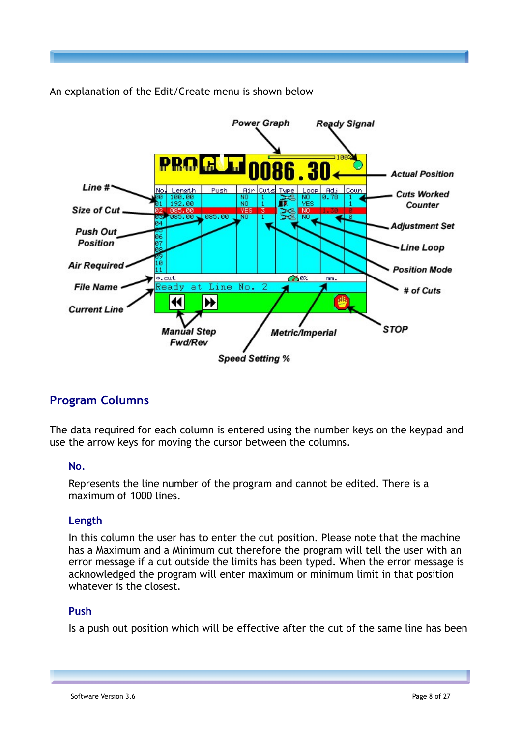An explanation of the Edit/Create menu is shown below

Power Graph

Ready Signal

Actual Position

Line #

Cuts Worked Counter

Size of Cut

Adjustment Set

Push Out Position

Line Loop

Air Required

Position Mode

File Name

# of Cuts

Current Line

STOP

Manual Step Fwd/Rev

Metric/Imperial

Speed Setting %

## Program Columns

The data required for each column is entered using the number keys on the keypad and use the arrow keys for moving the cursor between the columns.

### No.

Represents the line number of the program and cannot be edited. There is a maximum of 1000 lines.

### Length

In this column the user has to enter the cut position. Please note that the machine has a Maximum and a Minimum cut therefore the program will tell the user with an error message if a cut outside the limits has been typed. When the error message is acknowledged the program will enter maximum or minimum limit in that position whatever is the closest.

### Push

Is a push out position which will be effective after the cut of the same line has been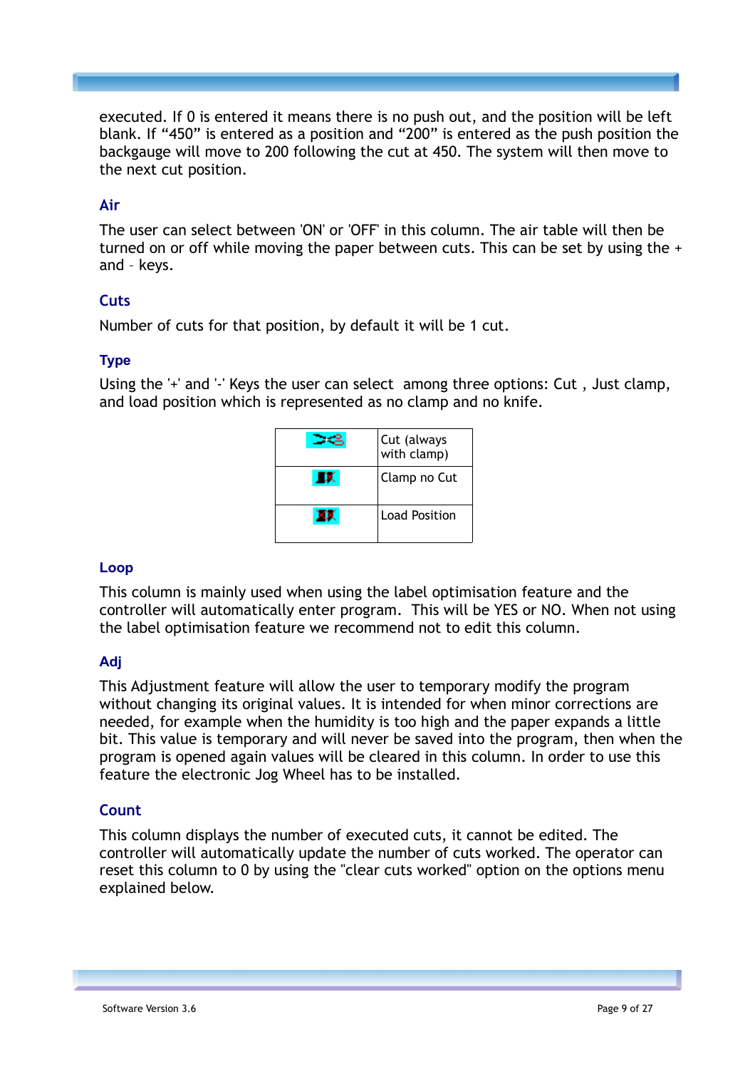executed. If 0 is entered it means there is no push out, and the position will be left blank. If “450” is entered as a position and “200” is entered as the push position the backgauge will move to 200 following the cut at 450. The system will then move to the next cut position.

### Air

The user can select between 'ON' or 'OFF' in this column. The air table will then be turned on or off while moving the paper between cuts. This can be set by using the + and – keys.

### Cuts

Number of cuts for that position, by default it will be 1 cut.

### Type

Using the '+' and '-' Keys the user can select among three options: Cut , Just clamp, and load position which is represented as no clamp and no knife.

| | |
|---|---|
| | Cut (always with clamp) |
| | Clamp no Cut |
| | Load Position |

### Loop

This column is mainly used when using the label optimisation feature and the controller will automatically enter program. This will be YES or NO. When not using the label optimisation feature we recommend not to edit this column.

### Adj

This Adjustment feature will allow the user to temporary modify the program without changing its original values. It is intended for when minor corrections are needed, for example when the humidity is too high and the paper expands a little bit. This value is temporary and will never be saved into the program, then when the program is opened again values will be cleared in this column. In order to use this feature the electronic Jog Wheel has to be installed.

### Count

This column displays the number of executed cuts, it cannot be edited. The controller will automatically update the number of cuts worked. The operator can reset this column to 0 by using the "clear cuts worked" option on the options menu explained below.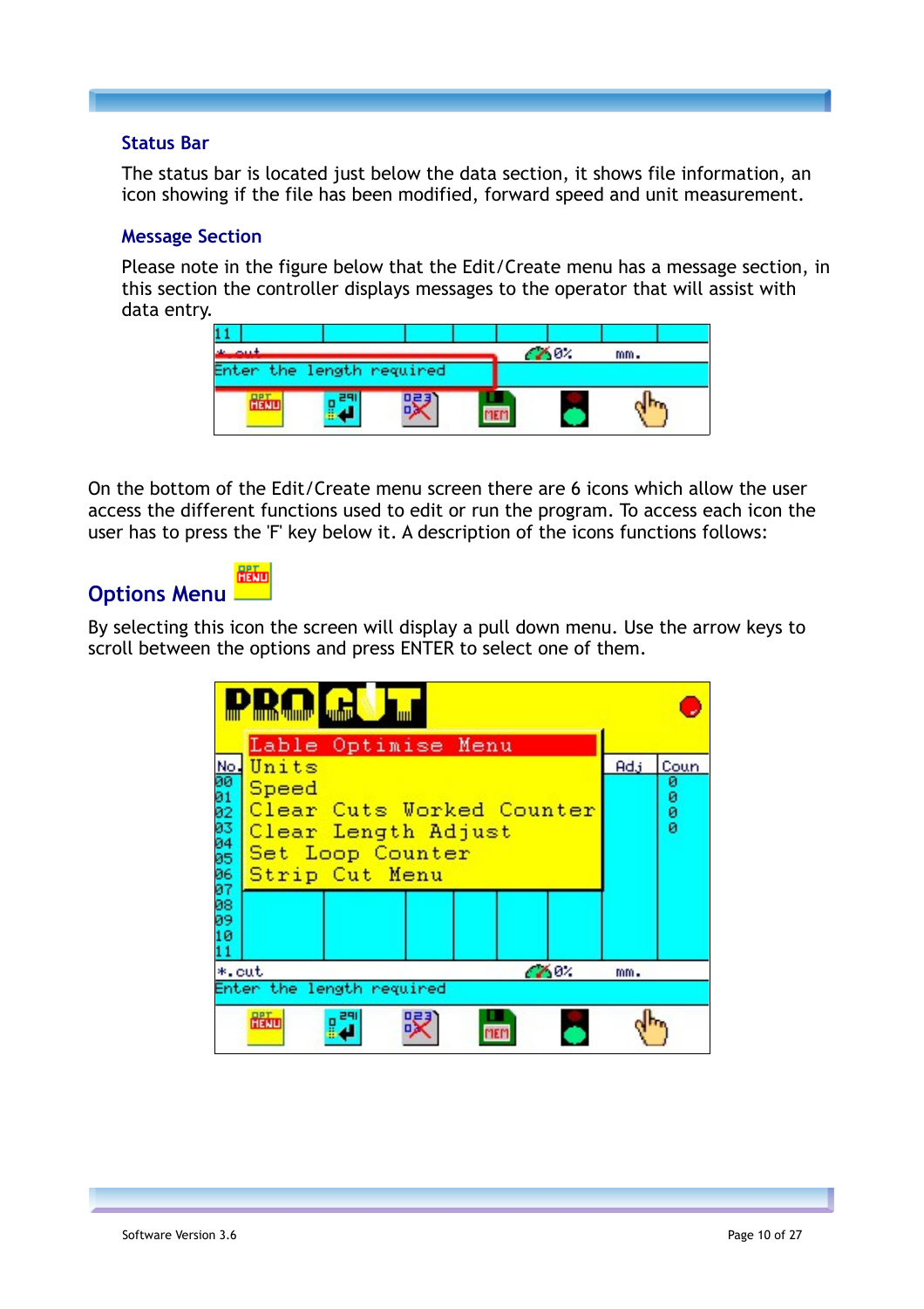### Status Bar

The status bar is located just below the data section, it shows file information, an icon showing if the file has been modified, forward speed and unit measurement.

### Message Section

Please note in the figure below that the Edit/Create menu has a message section, in this section the controller displays messages to the operator that will assist with data entry.

On the bottom of the Edit/Create menu screen there are 6 icons which allow the user access the different functions used to edit or run the program. To access each icon the user has to press the 'F' key below it. A description of the icons functions follows:

## Options Menu

By selecting this icon the screen will display a pull down menu. Use the arrow keys to scroll between the options and press ENTER to select one of them.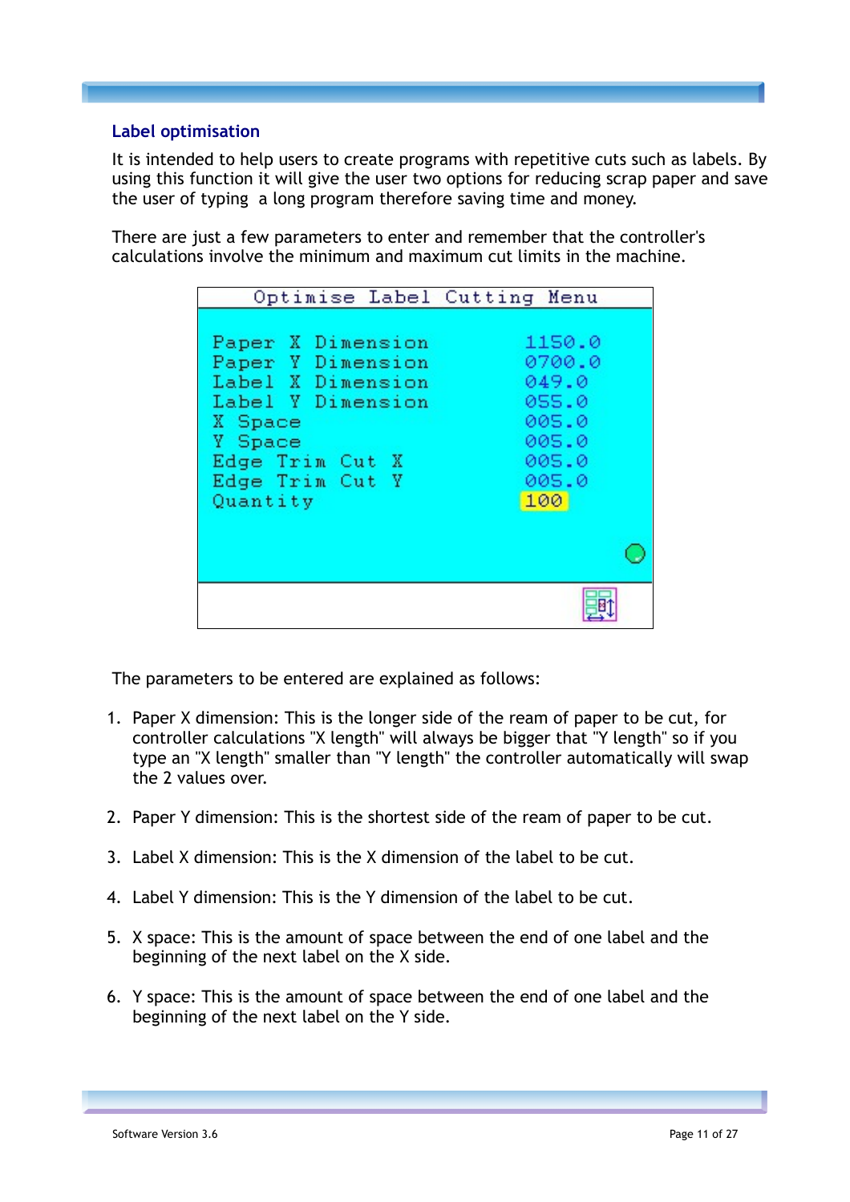## Label optimisation

It is intended to help users to create programs with repetitive cuts such as labels. By using this function it will give the user two options for reducing scrap paper and save the user of typing  a long program therefore saving time and money.

There are just a few parameters to enter and remember that the controller's calculations involve the minimum and maximum cut limits in the machine.

Optimise Label Cutting Menu

| | |
|---|---|
| Paper X Dimension | 1150.0 |
| Paper Y Dimension | 0700.0 |
| Label X Dimension | 049.0 |
| Label Y Dimension | 055.0 |
| X Space | 005.0 |
| Y Space | 005.0 |
| Edge Trim Cut X | 005.0 |
| Edge Trim Cut Y | 005.0 |
| Quantity | 100 |

The parameters to be entered are explained as follows:

1. Paper X dimension: This is the longer side of the ream of paper to be cut, for controller calculations "X length" will always be bigger that "Y length" so if you type an "X length" smaller than "Y length" the controller automatically will swap the 2 values over.

2. Paper Y dimension: This is the shortest side of the ream of paper to be cut.

3. Label X dimension: This is the X dimension of the label to be cut.

4. Label Y dimension: This is the Y dimension of the label to be cut.

5. X space: This is the amount of space between the end of one label and the beginning of the next label on the X side.

6. Y space: This is the amount of space between the end of one label and the beginning of the next label on the Y side.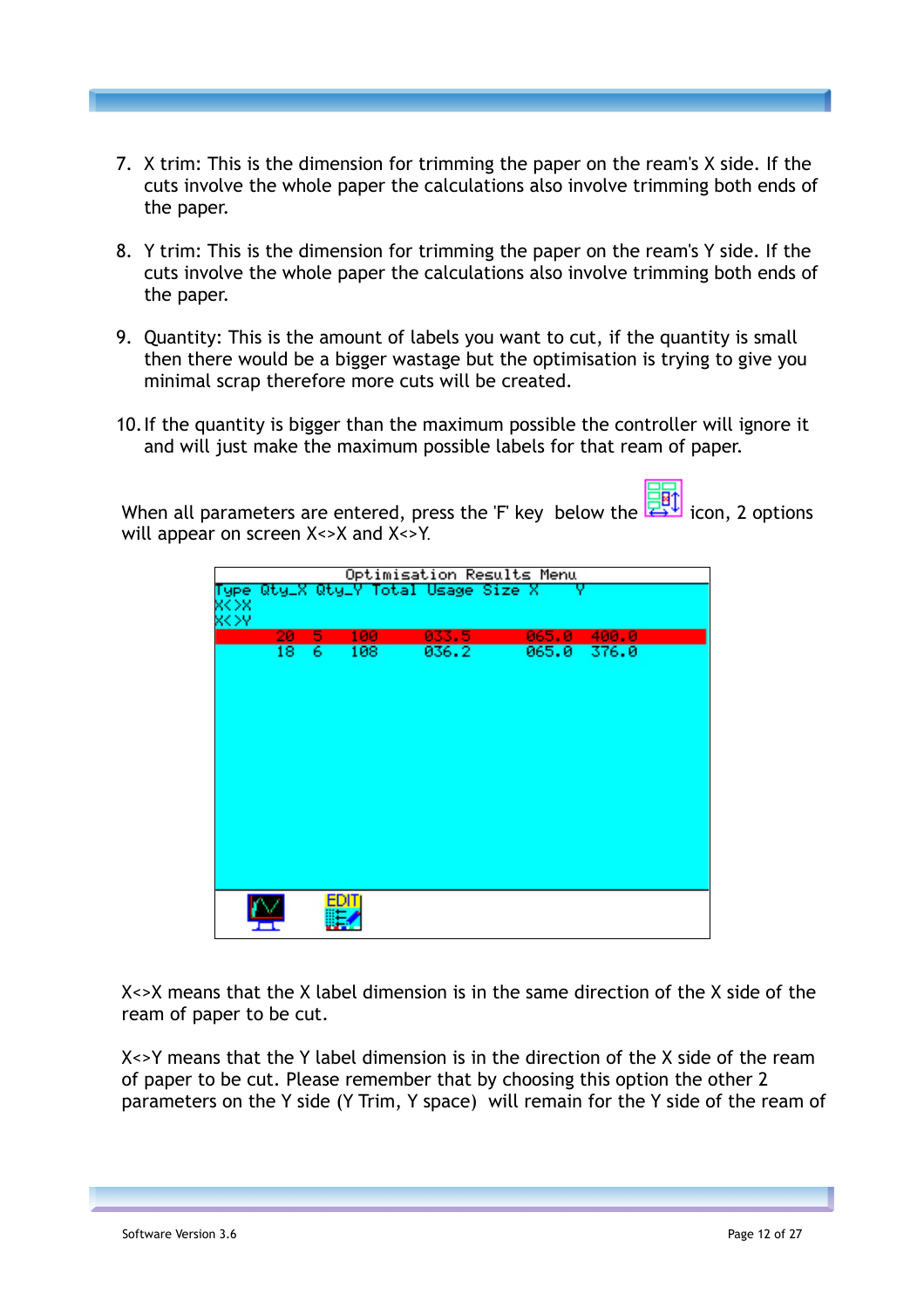7. X trim: This is the dimension for trimming the paper on the ream's X side. If the cuts involve the whole paper the calculations also involve trimming both ends of the paper.

8. Y trim: This is the dimension for trimming the paper on the ream's Y side. If the cuts involve the whole paper the calculations also involve trimming both ends of the paper.

9. Quantity: This is the amount of labels you want to cut, if the quantity is small then there would be a bigger wastage but the optimisation is trying to give you minimal scrap therefore more cuts will be created.

10. If the quantity is bigger than the maximum possible the controller will ignore it and will just make the maximum possible labels for that ream of paper.

When all parameters are entered, press the 'F' key below the icon, 2 options will appear on screen X<>X and X<>Y.

Optimisation Results Menu

| Type | Qty_X | Qty_Y | Total | Usage | Size X | Y |
|---|---|---|---|---|---|---|
| X<>X | | | | | | |
| X<>Y | | | | | | |
| | 20 | 5 | 100 | 033.5 | 065.0 | 400.0 |
| | 18 | 6 | 108 | 036.2 | 065.0 | 376.0 |

EDIT

X<>X means that the X label dimension is in the same direction of the X side of the ream of paper to be cut.

X<>Y means that the Y label dimension is in the direction of the X side of the ream of paper to be cut. Please remember that by choosing this option the other 2 parameters on the Y side (Y Trim, Y space) will remain for the Y side of the ream of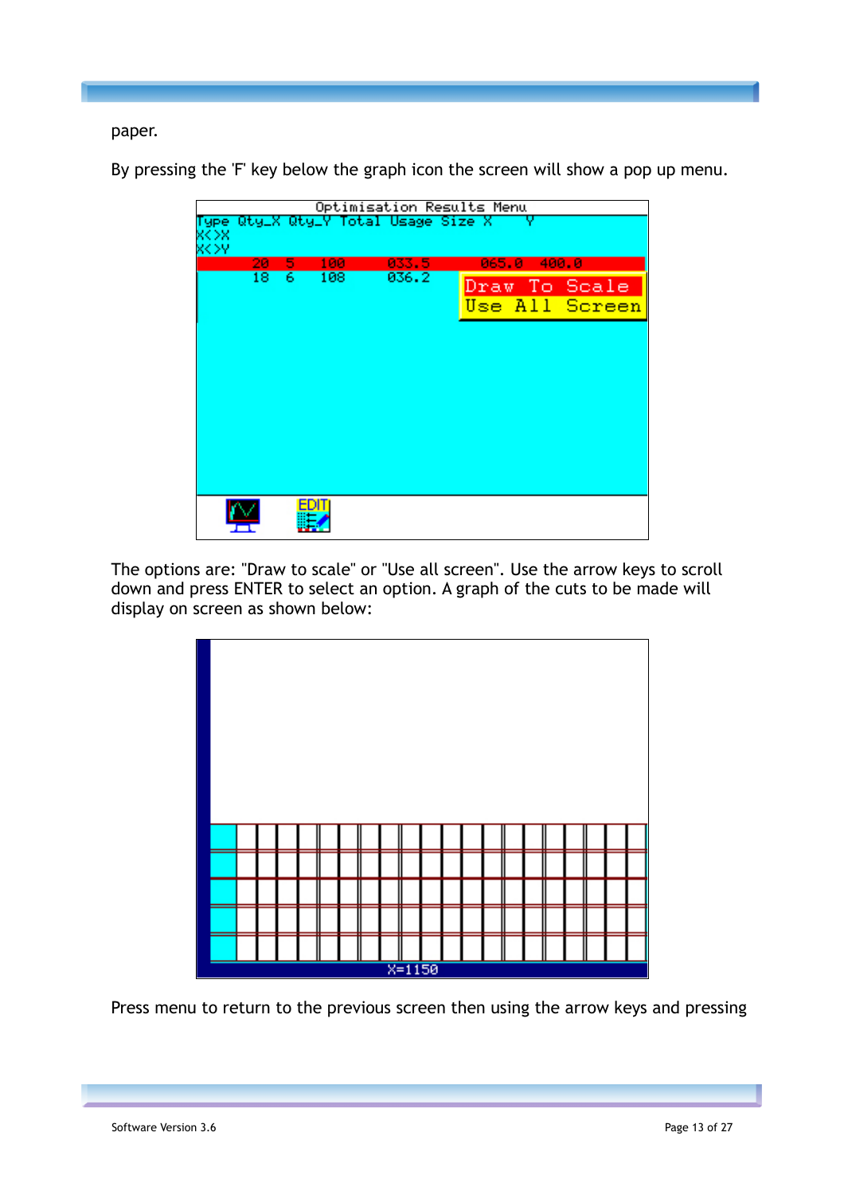paper.

By pressing the 'F' key below the graph icon the screen will show a pop up menu.

Optimisation Results Menu

Type Qty_X Qty_Y Total Usage Size X Y

X<>X

X<>Y

20 5 100 033.5 065.0 400.0

18 6 108 036.2

Draw To Scale

Use All Screen

EDIT

The options are: "Draw to scale" or "Use all screen". Use the arrow keys to scroll down and press ENTER to select an option. A graph of the cuts to be made will display on screen as shown below:

X=1150

Press menu to return to the previous screen then using the arrow keys and pressing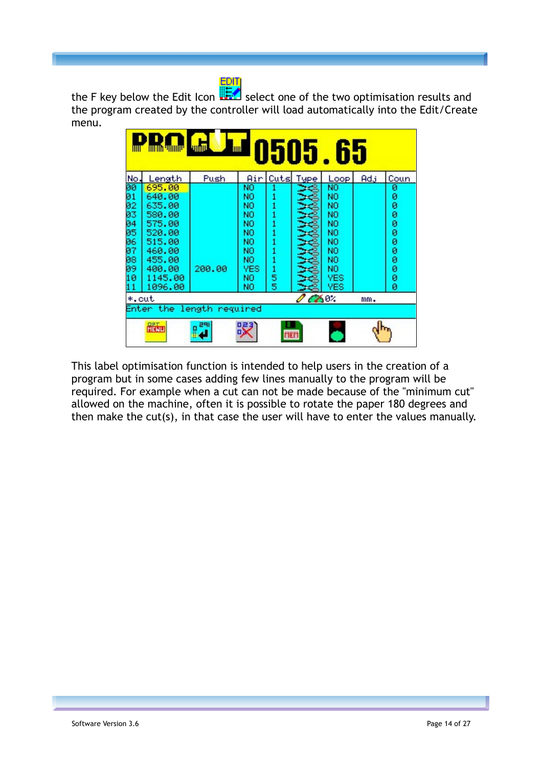the F key below the Edit Icon select one of the two optimisation results and the program created by the controller will load automatically into the Edit/Create menu.

PROCUT 0505.65

| No. | Length | Push | Air | Cuts | Type | Loop | Adj | Coun |
|---|---|---|---|---|---|---|---|---|
| 00 | 695.00 | | NO | 1 | | NO | | 0 |
| 01 | 640.00 | | NO | 1 | | NO | | 0 |
| 02 | 635.00 | | NO | 1 | | NO | | 0 |
| 03 | 580.00 | | NO | 1 | | NO | | 0 |
| 04 | 575.00 | | NO | 1 | | NO | | 0 |
| 05 | 520.00 | | NO | 1 | | NO | | 0 |
| 06 | 515.00 | | NO | 1 | | NO | | 0 |
| 07 | 460.00 | | NO | 1 | | NO | | 0 |
| 08 | 455.00 | | NO | 1 | | NO | | 0 |
| 09 | 400.00 | 200.00 | YES | 1 | | NO | | 0 |
| 10 | 1145.00 | | NO | 5 | | YES | | 0 |
| 11 | 1096.00 | | NO | 5 | | YES | | 0 |

*.cut 0% mm.

Enter the length required

This label optimisation function is intended to help users in the creation of a program but in some cases adding few lines manually to the program will be required. For example when a cut can not be made because of the "minimum cut" allowed on the machine, often it is possible to rotate the paper 180 degrees and then make the cut(s), in that case the user will have to enter the values manually.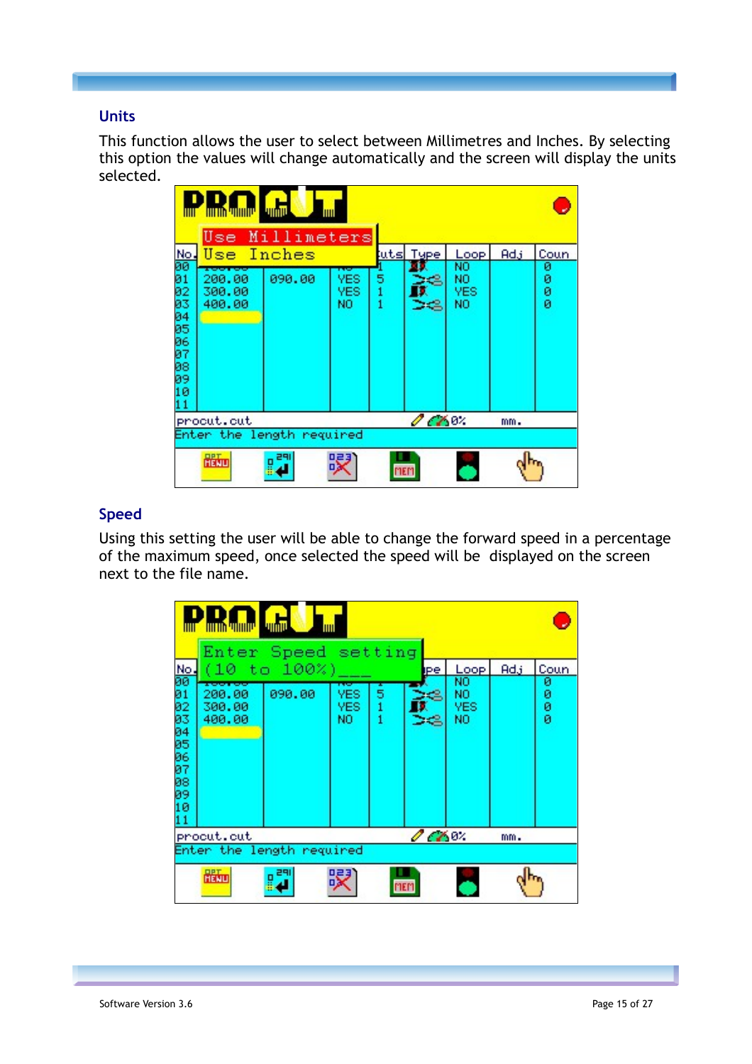## Units

This function allows the user to select between Millimetres and Inches. By selecting this option the values will change automatically and the screen will display the units selected.

## Speed

Using this setting the user will be able to change the forward speed in a percentage of the maximum speed, once selected the speed will be displayed on the screen next to the file name.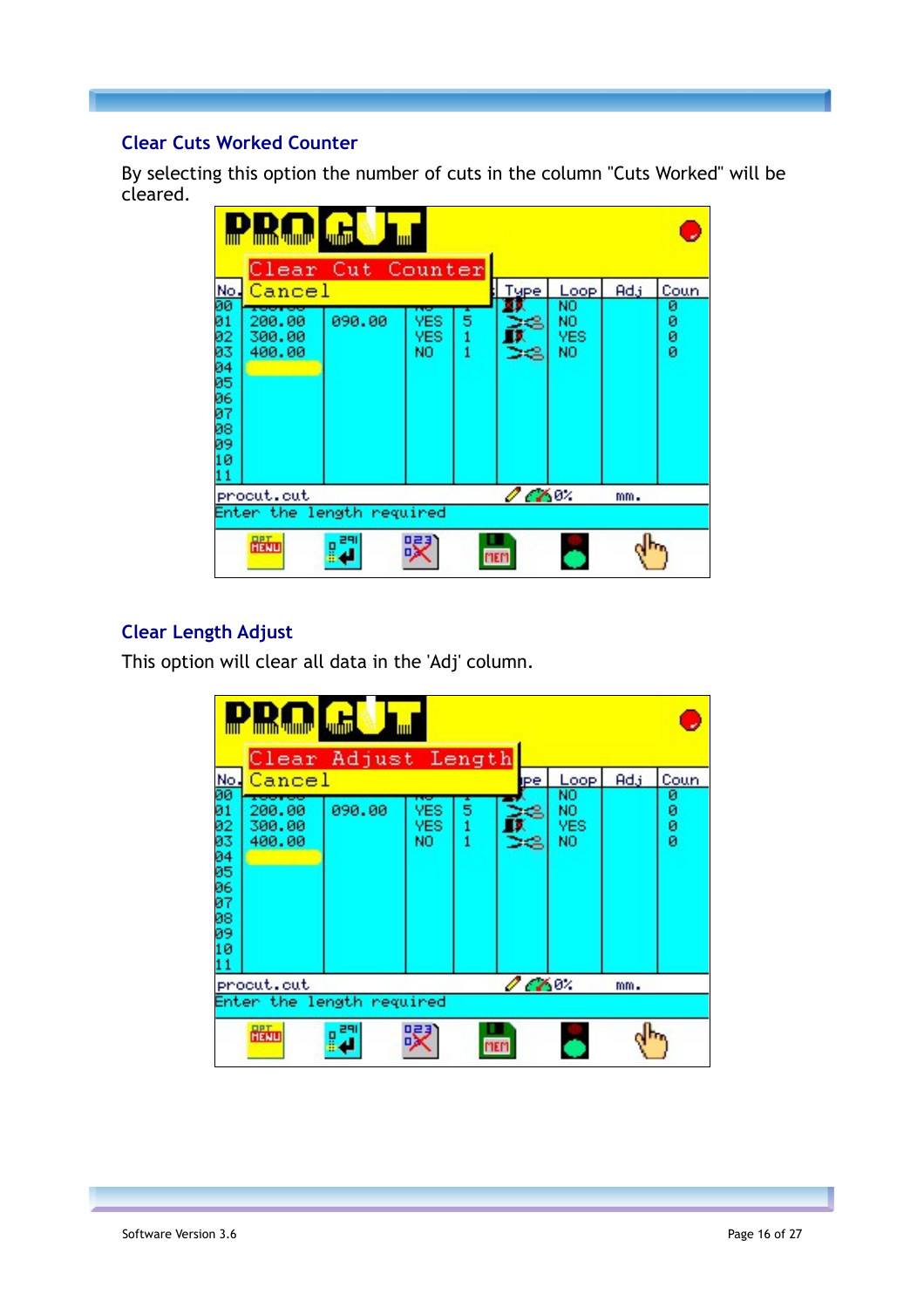### Clear Cuts Worked Counter

By selecting this option the number of cuts in the column "Cuts Worked" will be cleared.

### Clear Length Adjust

This option will clear all data in the 'Adj' column.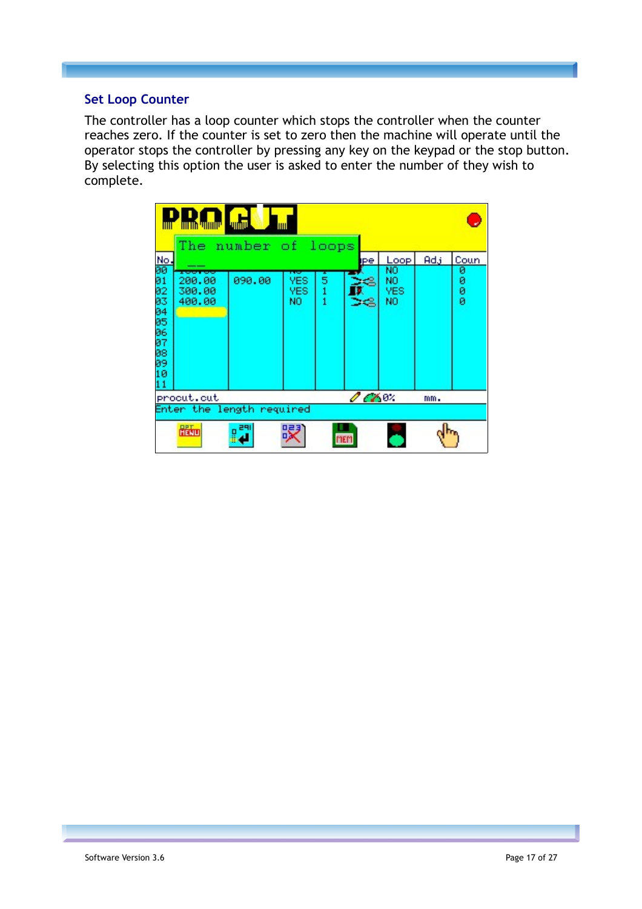## Set Loop Counter

The controller has a loop counter which stops the controller when the counter reaches zero. If the counter is set to zero then the machine will operate until the operator stops the controller by pressing any key on the keypad or the stop button. By selecting this option the user is asked to enter the number of they wish to complete.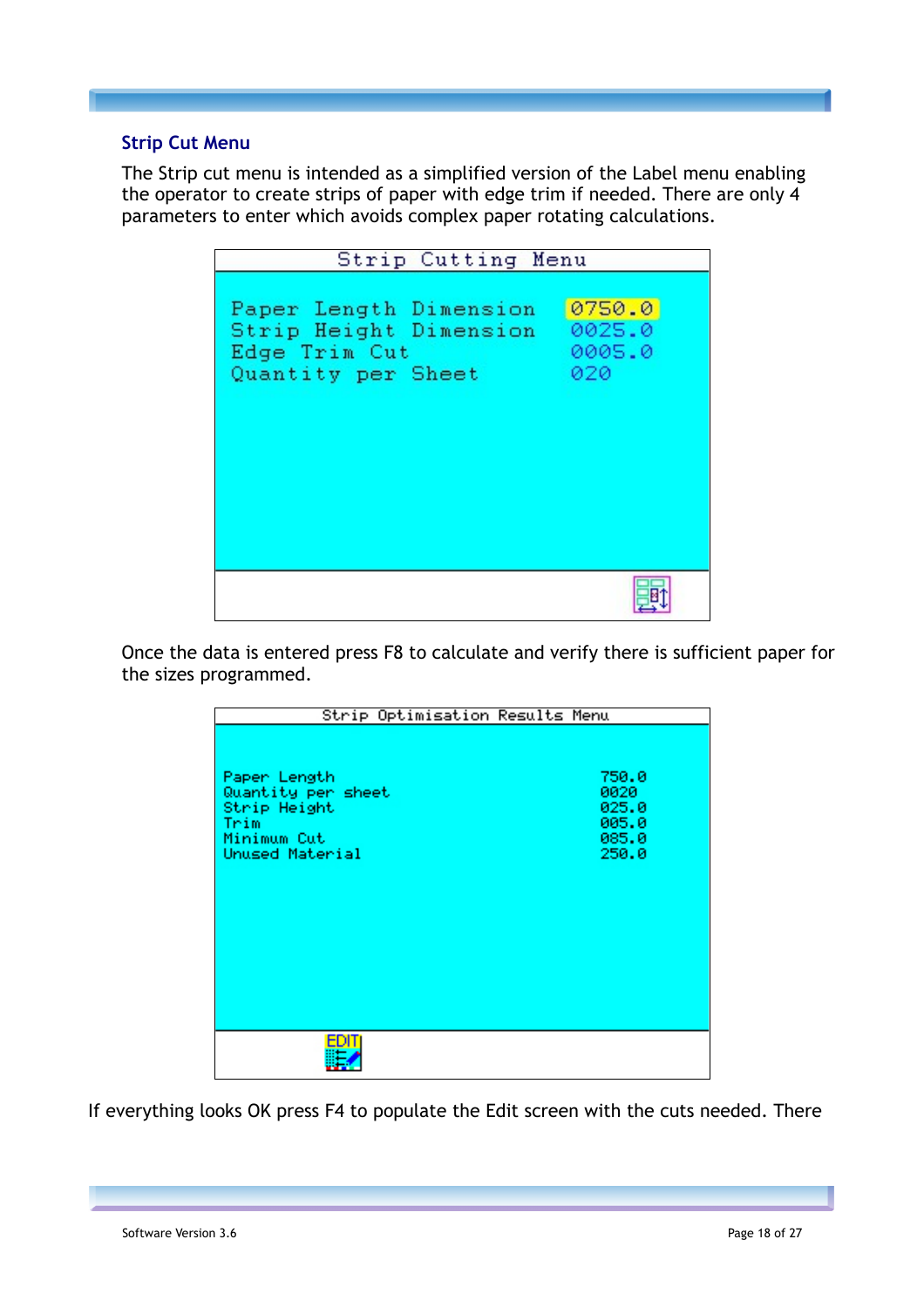## Strip Cut Menu

The Strip cut menu is intended as a simplified version of the Label menu enabling the operator to create strips of paper with edge trim if needed. There are only 4 parameters to enter which avoids complex paper rotating calculations.

Strip Cutting Menu

| | |
|---|---|
| Paper Length Dimension | 0750.0 |
| Strip Height Dimension | 0025.0 |
| Edge Trim Cut | 0005.0 |
| Quantity per Sheet | 020 |

Once the data is entered press F8 to calculate and verify there is sufficient paper for the sizes programmed.

Strip Optimisation Results Menu

| | |
|---|---|
| Paper Length | 750.0 |
| Quantity per sheet | 0020 |
| Strip Height | 025.0 |
| Trim | 005.0 |
| Minimum Cut | 085.0 |
| Unused Material | 250.0 |

EDIT

If everything looks OK press F4 to populate the Edit screen with the cuts needed. There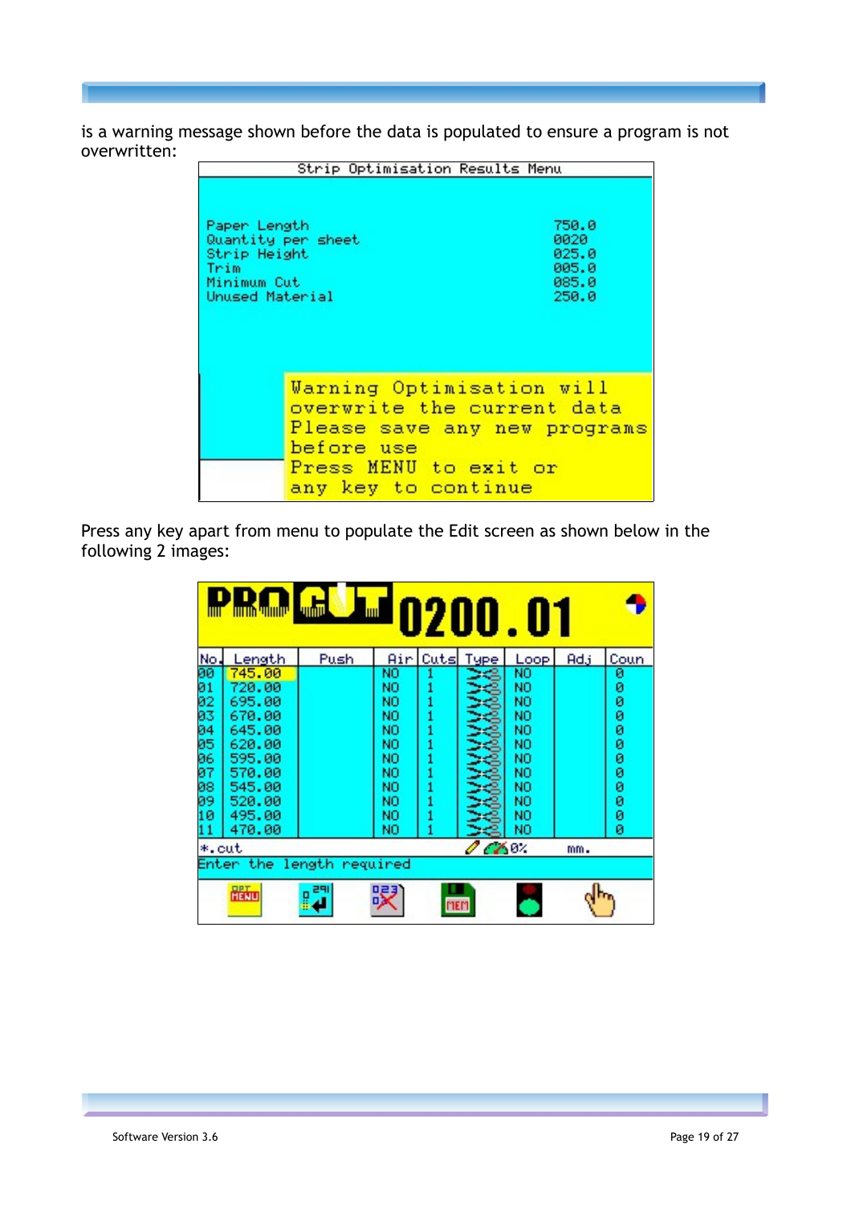is a warning message shown before the data is populated to ensure a program is not overwritten:

Strip Optimisation Results Menu

| | |
|---|---|
| Paper Length | 750.0 |
| Quantity per sheet | 0020 |
| Strip Height | 025.0 |
| Trim | 005.0 |
| Minimum Cut | 085.0 |
| Unused Material | 250.0 |

Warning Optimisation will overwrite the current data
Please save any new programs before use
Press MENU to exit or any key to continue

Press any key apart from menu to populate the Edit screen as shown below in the following 2 images:

PROCUT 0200.01

| No. | Length | Push | Air | Cuts | Type | Loop | Adj | Coun |
|---|---|---|---|---|---|---|---|---|
| 00 | 745.00 | | NO | 1 | | NO | | 0 |
| 01 | 720.00 | | NO | 1 | | NO | | 0 |
| 02 | 695.00 | | NO | 1 | | NO | | 0 |
| 03 | 670.00 | | NO | 1 | | NO | | 0 |
| 04 | 645.00 | | NO | 1 | | NO | | 0 |
| 05 | 620.00 | | NO | 1 | | NO | | 0 |
| 06 | 595.00 | | NO | 1 | | NO | | 0 |
| 07 | 570.00 | | NO | 1 | | NO | | 0 |
| 08 | 545.00 | | NO | 1 | | NO | | 0 |
| 09 | 520.00 | | NO | 1 | | NO | | 0 |
| 10 | 495.00 | | NO | 1 | | NO | | 0 |
| 11 | 470.00 | | NO | 1 | | NO | | 0 |

*.cut 0% mm.

Enter the length required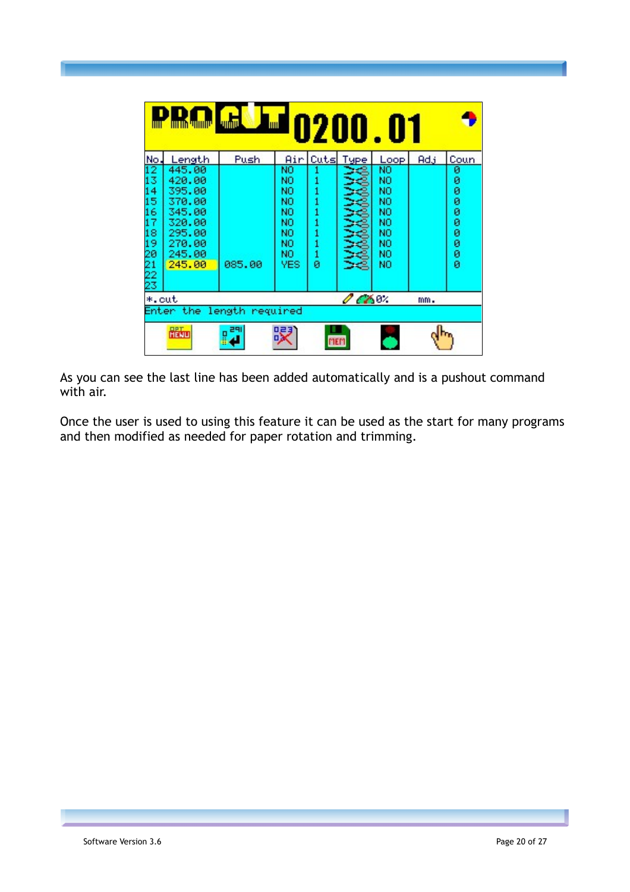| No. | Length | Push | Air | Cuts | Type | Loop | Adj | Coun |
|---|---|---|---|---|---|---|---|---|
| 12 | 445.00 | | NO | 1 | | NO | | 0 |
| 13 | 420.00 | | NO | 1 | | NO | | 0 |
| 14 | 395.00 | | NO | 1 | | NO | | 0 |
| 15 | 370.00 | | NO | 1 | | NO | | 0 |
| 16 | 345.00 | | NO | 1 | | NO | | 0 |
| 17 | 320.00 | | NO | 1 | | NO | | 0 |
| 18 | 295.00 | | NO | 1 | | NO | | 0 |
| 19 | 270.00 | | NO | 1 | | NO | | 0 |
| 20 | 245.00 | | NO | 1 | | NO | | 0 |
| 21 | 245.00 | 085.00 | YES | 0 | | NO | | 0 |
| 22 | | | | | | | | |
| 23 | | | | | | | | |

PROCUT 0200.01

*.cut 0% mm.

Enter the length required

As you can see the last line has been added automatically and is a pushout command with air.

Once the user is used to using this feature it can be used as the start for many programs and then modified as needed for paper rotation and trimming.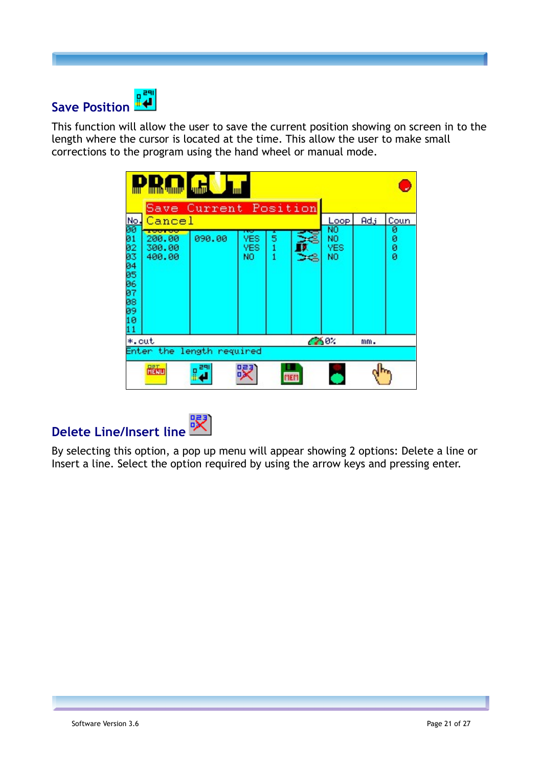## Save Position

This function will allow the user to save the current position showing on screen in to the length where the cursor is located at the time. This allow the user to make small corrections to the program using the hand wheel or manual mode.

## Delete Line/Insert line

By selecting this option, a pop up menu will appear showing 2 options: Delete a line or Insert a line. Select the option required by using the arrow keys and pressing enter.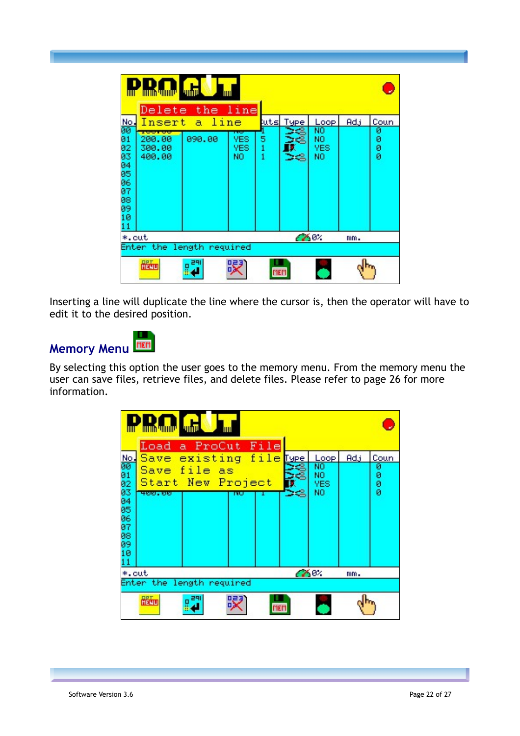Inserting a line will duplicate the line where the cursor is, then the operator will have to edit it to the desired position.

## Memory Menu

By selecting this option the user goes to the memory menu. From the memory menu the user can save files, retrieve files, and delete files. Please refer to page 26 for more information.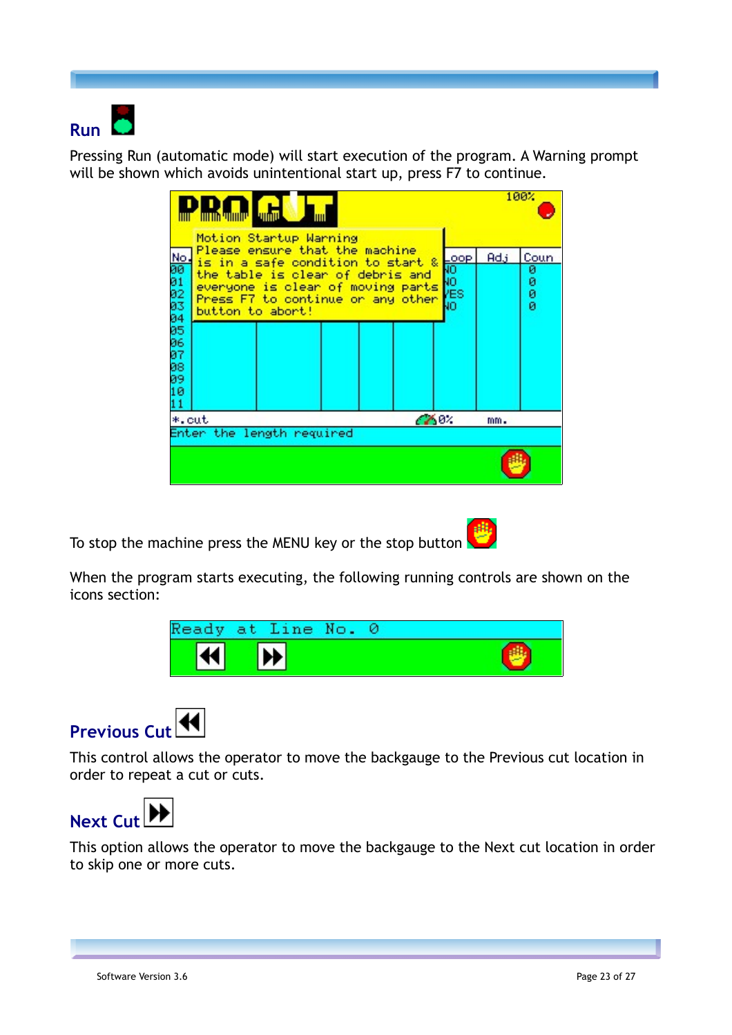## Run

Pressing Run (automatic mode) will start execution of the program. A Warning prompt will be shown which avoids unintentional start up, press F7 to continue.

To stop the machine press the MENU key or the stop button

When the program starts executing, the following running controls are shown on the icons section:

## Previous Cut

This control allows the operator to move the backgauge to the Previous cut location in order to repeat a cut or cuts.

## Next Cut

This option allows the operator to move the backgauge to the Next cut location in order to skip one or more cuts.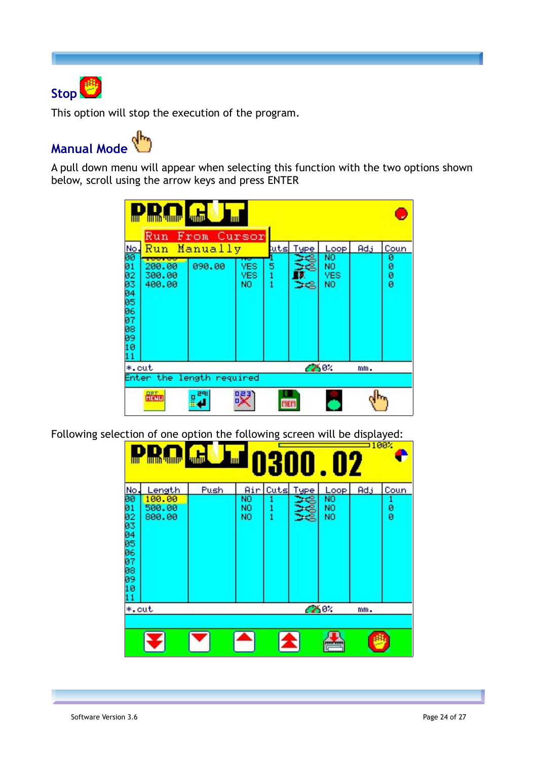## Stop

This option will stop the execution of the program.

## Manual Mode

A pull down menu will appear when selecting this function with the two options shown below, scroll using the arrow keys and press ENTER

Following selection of one option the following screen will be displayed: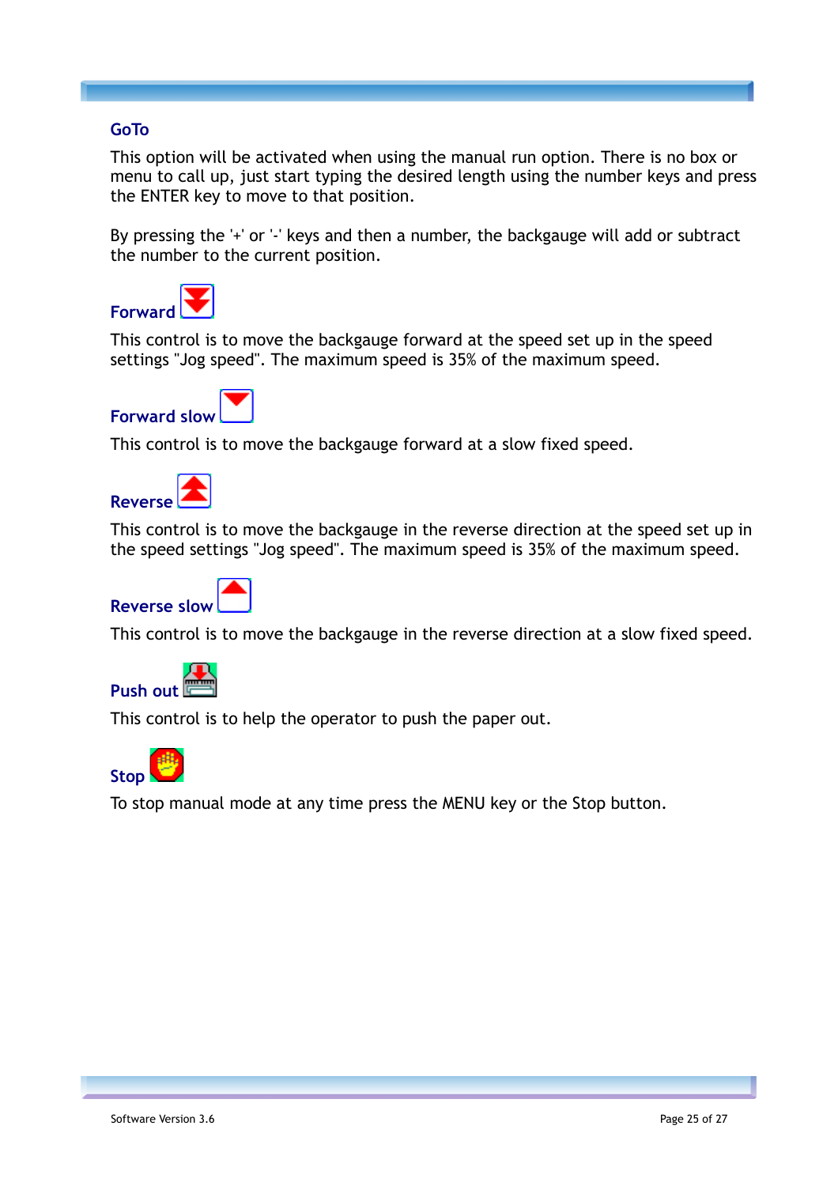## GoTo

This option will be activated when using the manual run option. There is no box or menu to call up, just start typing the desired length using the number keys and press the ENTER key to move to that position.

By pressing the '+' or '-' keys and then a number, the backgauge will add or subtract the number to the current position.

## Forward

This control is to move the backgauge forward at the speed set up in the speed settings "Jog speed". The maximum speed is 35% of the maximum speed.

## Forward slow

This control is to move the backgauge forward at a slow fixed speed.

## Reverse

This control is to move the backgauge in the reverse direction at the speed set up in the speed settings "Jog speed". The maximum speed is 35% of the maximum speed.

## Reverse slow

This control is to move the backgauge in the reverse direction at a slow fixed speed.

## Push out

This control is to help the operator to push the paper out.

## Stop

To stop manual mode at any time press the MENU key or the Stop button.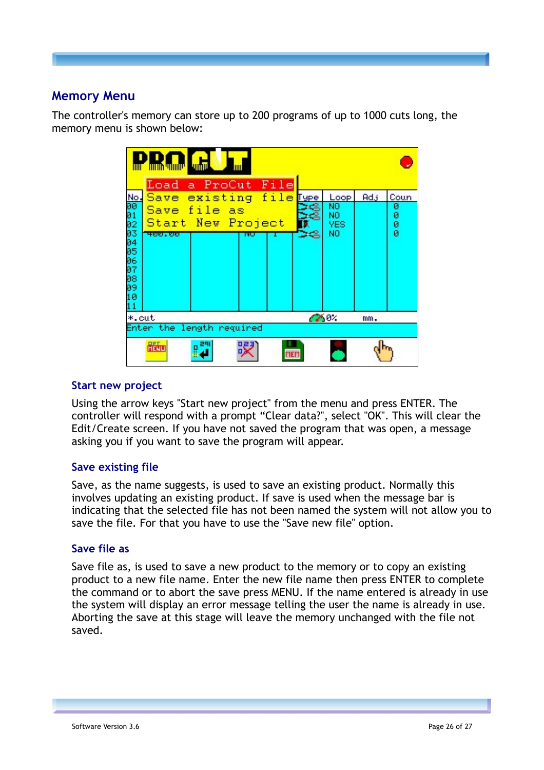## Memory Menu

The controller's memory can store up to 200 programs of up to 1000 cuts long, the memory menu is shown below:

### Start new project

Using the arrow keys "Start new project" from the menu and press ENTER. The controller will respond with a prompt “Clear data?", select "OK". This will clear the Edit/Create screen. If you have not saved the program that was open, a message asking you if you want to save the program will appear.

### Save existing file

Save, as the name suggests, is used to save an existing product. Normally this involves updating an existing product. If save is used when the message bar is indicating that the selected file has not been named the system will not allow you to save the file. For that you have to use the "Save new file" option.

### Save file as

Save file as, is used to save a new product to the memory or to copy an existing product to a new file name. Enter the new file name then press ENTER to complete the command or to abort the save press MENU. If the name entered is already in use the system will display an error message telling the user the name is already in use. Aborting the save at this stage will leave the memory unchanged with the file not saved.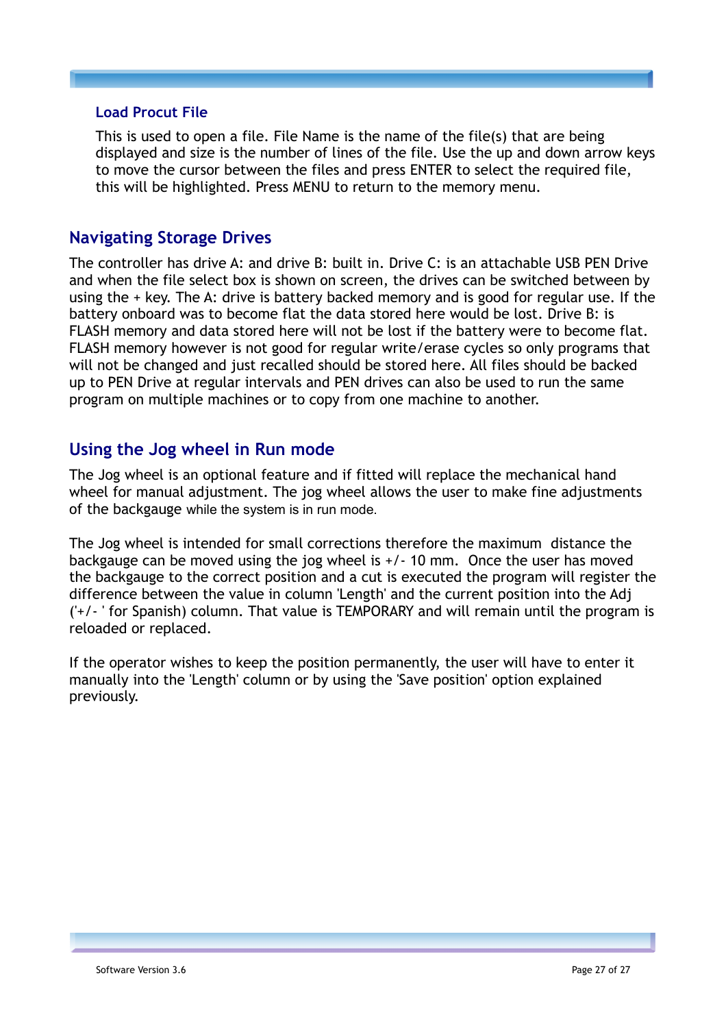### Load Procut File

This is used to open a file. File Name is the name of the file(s) that are being displayed and size is the number of lines of the file. Use the up and down arrow keys to move the cursor between the files and press ENTER to select the required file, this will be highlighted. Press MENU to return to the memory menu.

## Navigating Storage Drives

The controller has drive A: and drive B: built in. Drive C: is an attachable USB PEN Drive and when the file select box is shown on screen, the drives can be switched between by using the + key. The A: drive is battery backed memory and is good for regular use. If the battery onboard was to become flat the data stored here would be lost. Drive B: is FLASH memory and data stored here will not be lost if the battery were to become flat. FLASH memory however is not good for regular write/erase cycles so only programs that will not be changed and just recalled should be stored here. All files should be backed up to PEN Drive at regular intervals and PEN drives can also be used to run the same program on multiple machines or to copy from one machine to another.

## Using the Jog wheel in Run mode

The Jog wheel is an optional feature and if fitted will replace the mechanical hand wheel for manual adjustment. The jog wheel allows the user to make fine adjustments of the backgauge while the system is in run mode.

The Jog wheel is intended for small corrections therefore the maximum distance the backgauge can be moved using the jog wheel is +/- 10 mm. Once the user has moved the backgauge to the correct position and a cut is executed the program will register the difference between the value in column 'Length' and the current position into the Adj ('+/- ' for Spanish) column. That value is TEMPORARY and will remain until the program is reloaded or replaced.

If the operator wishes to keep the position permanently, the user will have to enter it manually into the 'Length' column or by using the 'Save position' option explained previously.